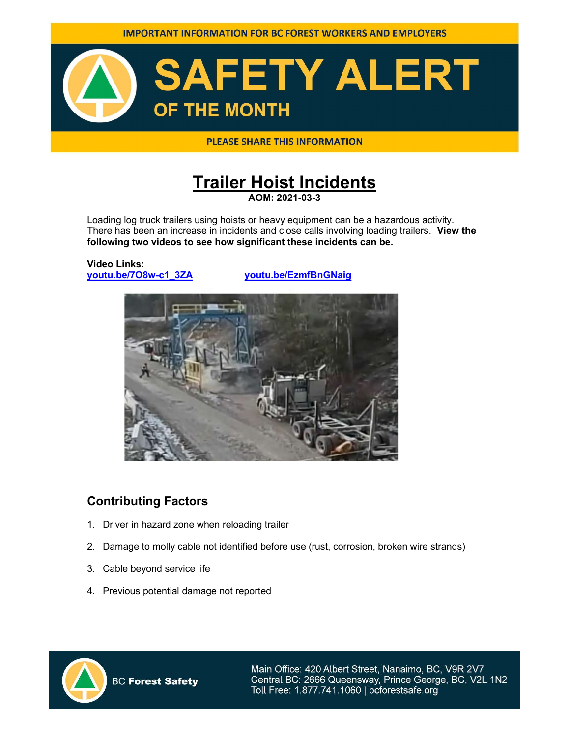IMPORTANT INFORMATION FOR BC FOREST WORKERS AND EMPLOYERS

# SAFETY ALERT

## OF THE MONTH

PLEASE SHARE THIS INFORMATION

# Trailer Hoist Incidents

**AOM: 2021-03-3**

Loading log truck trailers using hoists or heavy equipment can be a hazardous activity. There has been an increase in incidents and close calls involving loading trailers. **View the following two videos to see how significant these incidents can be.**

**Video Links:**
youtu.be/7O8w-c1_3ZA youtu.be/EzmfBnGNaig

## Contributing Factors

1. Driver in hazard zone when reloading trailer
2. Damage to molly cable not identified before use (rust, corrosion, broken wire strands)
3. Cable beyond service life
4. Previous potential damage not reported

BC **Forest Safety**

Main Office: 420 Albert Street, Nanaimo, BC, V9R 2V7
Central BC: 2666 Queensway, Prince George, BC, V2L 1N2
Toll Free: 1.877.741.1060 | bcforestsafe.org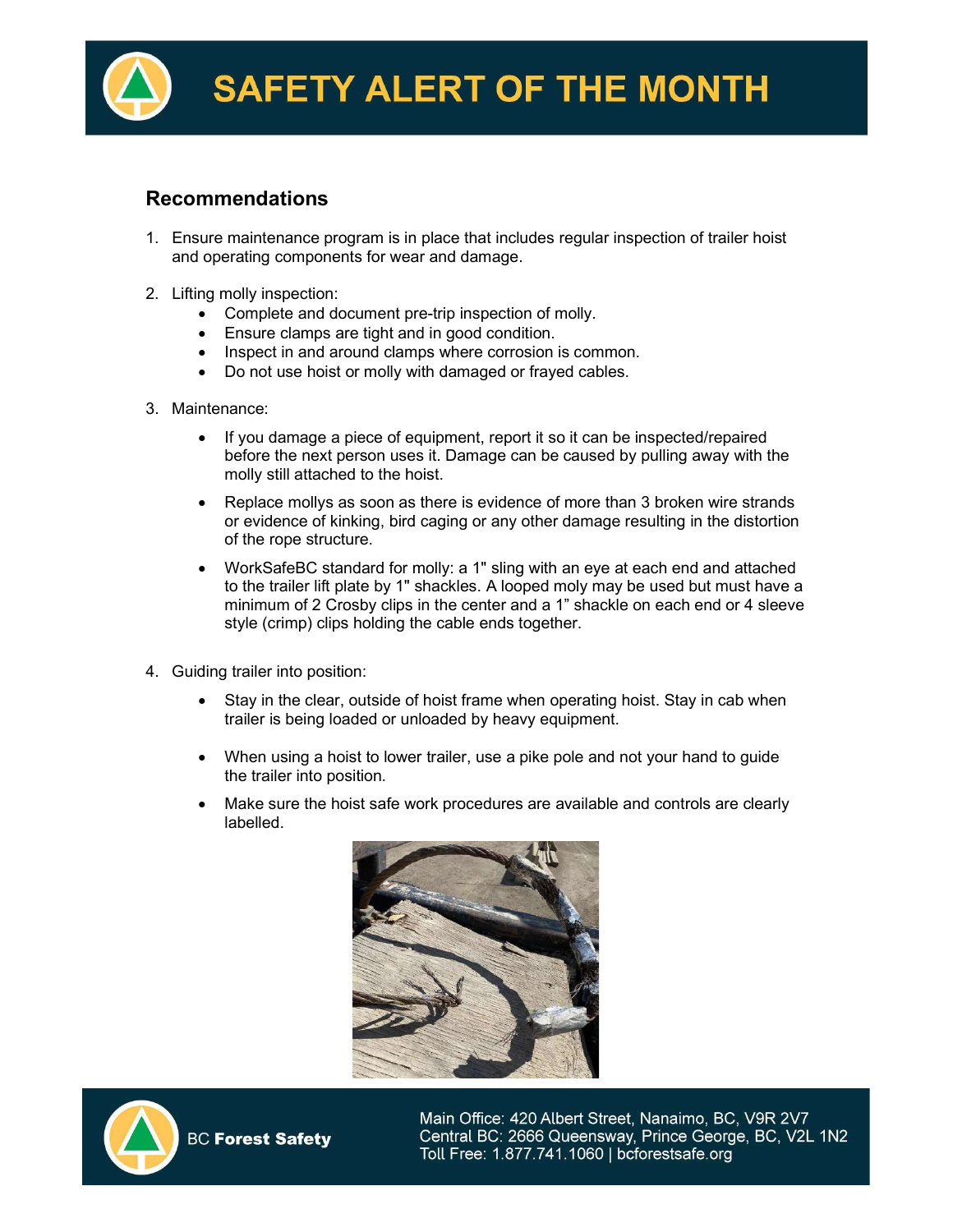## Recommendations

1. Ensure maintenance program is in place that includes regular inspection of trailer hoist and operating components for wear and damage.

2. Lifting molly inspection:
   - Complete and document pre-trip inspection of molly.
   - Ensure clamps are tight and in good condition.
   - Inspect in and around clamps where corrosion is common.
   - Do not use hoist or molly with damaged or frayed cables.

3. Maintenance:
   - If you damage a piece of equipment, report it so it can be inspected/repaired before the next person uses it. Damage can be caused by pulling away with the molly still attached to the hoist.
   - Replace mollys as soon as there is evidence of more than 3 broken wire strands or evidence of kinking, bird caging or any other damage resulting in the distortion of the rope structure.
   - WorkSafeBC standard for molly: a 1" sling with an eye at each end and attached to the trailer lift plate by 1" shackles. A looped moly may be used but must have a minimum of 2 Crosby clips in the center and a 1" shackle on each end or 4 sleeve style (crimp) clips holding the cable ends together.

4. Guiding trailer into position:
   - Stay in the clear, outside of hoist frame when operating hoist. Stay in cab when trailer is being loaded or unloaded by heavy equipment.
   - When using a hoist to lower trailer, use a pike pole and not your hand to guide the trailer into position.
   - Make sure the hoist safe work procedures are available and controls are clearly labelled.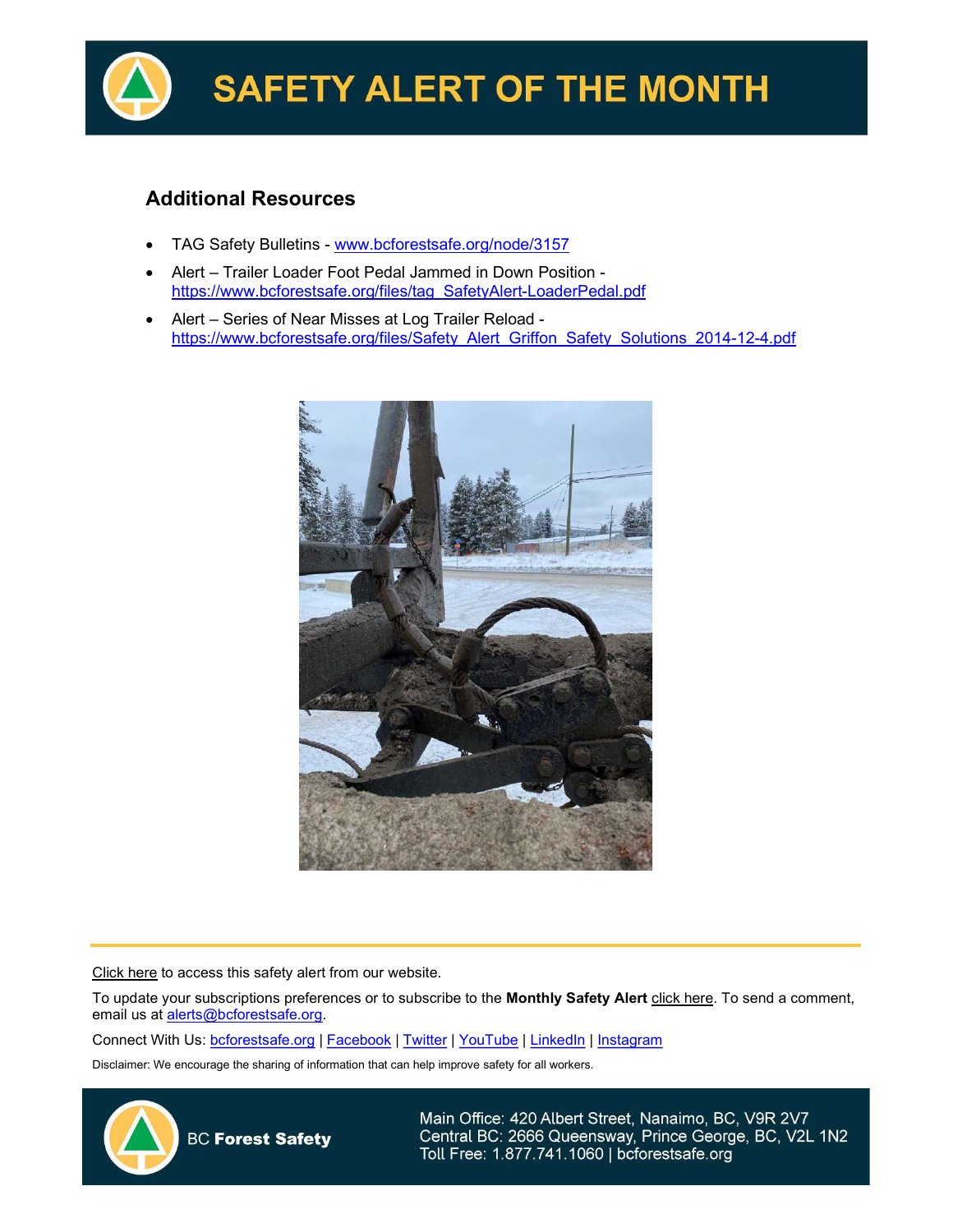# SAFETY ALERT OF THE MONTH

## Additional Resources

- TAG Safety Bulletins - www.bcforestsafe.org/node/3157
- Alert – Trailer Loader Foot Pedal Jammed in Down Position - https://www.bcforestsafe.org/files/tag_SafetyAlert-LoaderPedal.pdf
- Alert – Series of Near Misses at Log Trailer Reload - https://www.bcforestsafe.org/files/Safety_Alert_Griffon_Safety_Solutions_2014-12-4.pdf

Click here to access this safety alert from our website.

To update your subscriptions preferences or to subscribe to the **Monthly Safety Alert** click here. To send a comment, email us at alerts@bcforestsafe.org.

Connect With Us: bcforestsafe.org | Facebook | Twitter | YouTube | LinkedIn | Instagram

Disclaimer: We encourage the sharing of information that can help improve safety for all workers.

BC **Forest Safety**

Main Office: 420 Albert Street, Nanaimo, BC, V9R 2V7
Central BC: 2666 Queensway, Prince George, BC, V2L 1N2
Toll Free: 1.877.741.1060 | bcforestsafe.org